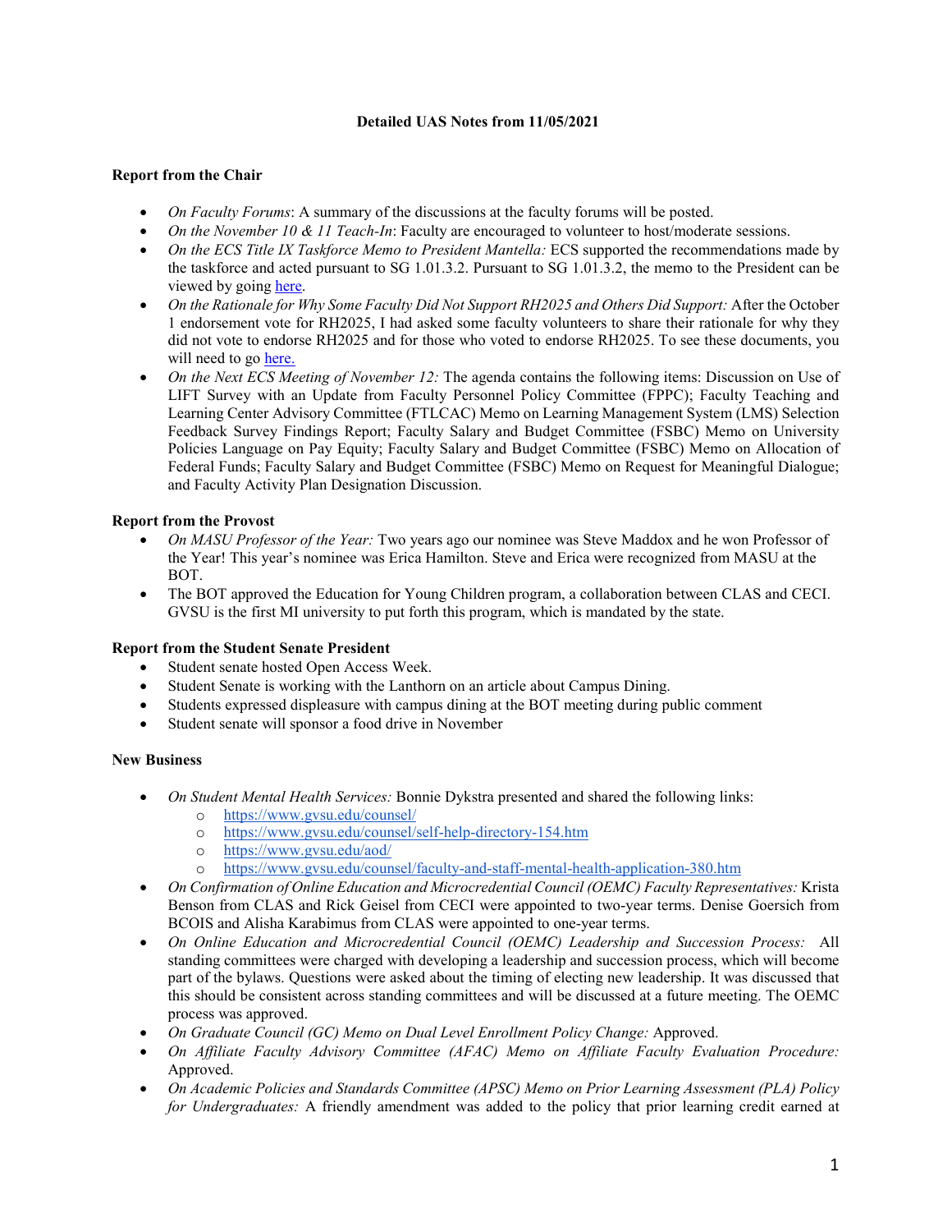# Detailed UAS Notes from 11/05/2021

## Report from the Chair

- *On Faculty Forums*: A summary of the discussions at the faculty forums will be posted.
- *On the November 10 & 11 Teach-In*: Faculty are encouraged to volunteer to host/moderate sessions.
- *On the ECS Title IX Taskforce Memo to President Mantella:* ECS supported the recommendations made by the taskforce and acted pursuant to SG 1.01.3.2. Pursuant to SG 1.01.3.2, the memo to the President can be viewed by going here.
- *On the Rationale for Why Some Faculty Did Not Support RH2025 and Others Did Support:* After the October 1 endorsement vote for RH2025, I had asked some faculty volunteers to share their rationale for why they did not vote to endorse RH2025 and for those who voted to endorse RH2025. To see these documents, you will need to go here.
- *On the Next ECS Meeting of November 12:* The agenda contains the following items: Discussion on Use of LIFT Survey with an Update from Faculty Personnel Policy Committee (FPPC); Faculty Teaching and Learning Center Advisory Committee (FTLCAC) Memo on Learning Management System (LMS) Selection Feedback Survey Findings Report; Faculty Salary and Budget Committee (FSBC) Memo on University Policies Language on Pay Equity; Faculty Salary and Budget Committee (FSBC) Memo on Allocation of Federal Funds; Faculty Salary and Budget Committee (FSBC) Memo on Request for Meaningful Dialogue; and Faculty Activity Plan Designation Discussion.

## Report from the Provost

- *On MASU Professor of the Year:* Two years ago our nominee was Steve Maddox and he won Professor of the Year! This year's nominee was Erica Hamilton. Steve and Erica were recognized from MASU at the BOT.
- The BOT approved the Education for Young Children program, a collaboration between CLAS and CECI. GVSU is the first MI university to put forth this program, which is mandated by the state.

## Report from the Student Senate President

- Student senate hosted Open Access Week.
- Student Senate is working with the Lanthorn on an article about Campus Dining.
- Students expressed displeasure with campus dining at the BOT meeting during public comment
- Student senate will sponsor a food drive in November

## New Business

- *On Student Mental Health Services:* Bonnie Dykstra presented and shared the following links:
  - https://www.gvsu.edu/counsel/
  - https://www.gvsu.edu/counsel/self-help-directory-154.htm
  - https://www.gvsu.edu/aod/
  - https://www.gvsu.edu/counsel/faculty-and-staff-mental-health-application-380.htm
- *On Confirmation of Online Education and Microcredential Council (OEMC) Faculty Representatives:* Krista Benson from CLAS and Rick Geisel from CECI were appointed to two-year terms. Denise Goersich from BCOIS and Alisha Karabimus from CLAS were appointed to one-year terms.
- *On Online Education and Microcredential Council (OEMC) Leadership and Succession Process:* All standing committees were charged with developing a leadership and succession process, which will become part of the bylaws. Questions were asked about the timing of electing new leadership. It was discussed that this should be consistent across standing committees and will be discussed at a future meeting. The OEMC process was approved.
- *On Graduate Council (GC) Memo on Dual Level Enrollment Policy Change:* Approved.
- *On Affiliate Faculty Advisory Committee (AFAC) Memo on Affiliate Faculty Evaluation Procedure:* Approved.
- *On Academic Policies and Standards Committee (APSC) Memo on Prior Learning Assessment (PLA) Policy for Undergraduates:* A friendly amendment was added to the policy that prior learning credit earned at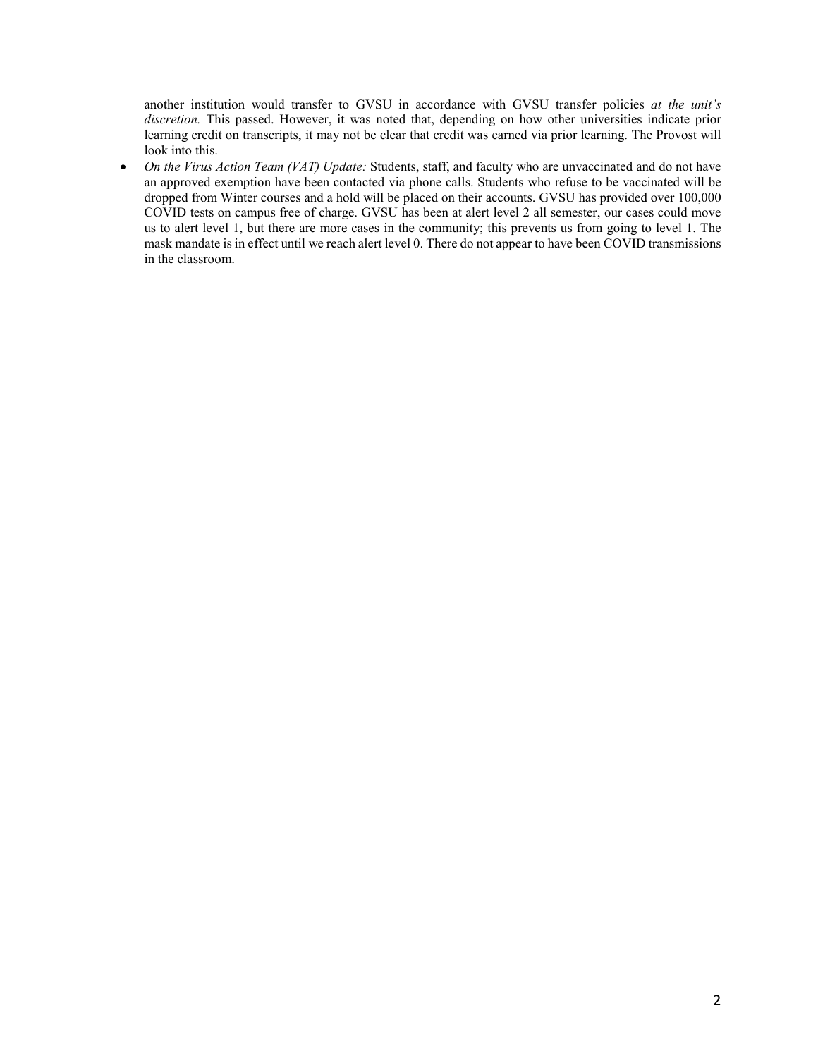another institution would transfer to GVSU in accordance with GVSU transfer policies *at the unit's discretion.* This passed. However, it was noted that, depending on how other universities indicate prior learning credit on transcripts, it may not be clear that credit was earned via prior learning. The Provost will look into this.

- *On the Virus Action Team (VAT) Update:* Students, staff, and faculty who are unvaccinated and do not have an approved exemption have been contacted via phone calls. Students who refuse to be vaccinated will be dropped from Winter courses and a hold will be placed on their accounts. GVSU has provided over 100,000 COVID tests on campus free of charge. GVSU has been at alert level 2 all semester, our cases could move us to alert level 1, but there are more cases in the community; this prevents us from going to level 1. The mask mandate is in effect until we reach alert level 0. There do not appear to have been COVID transmissions in the classroom.